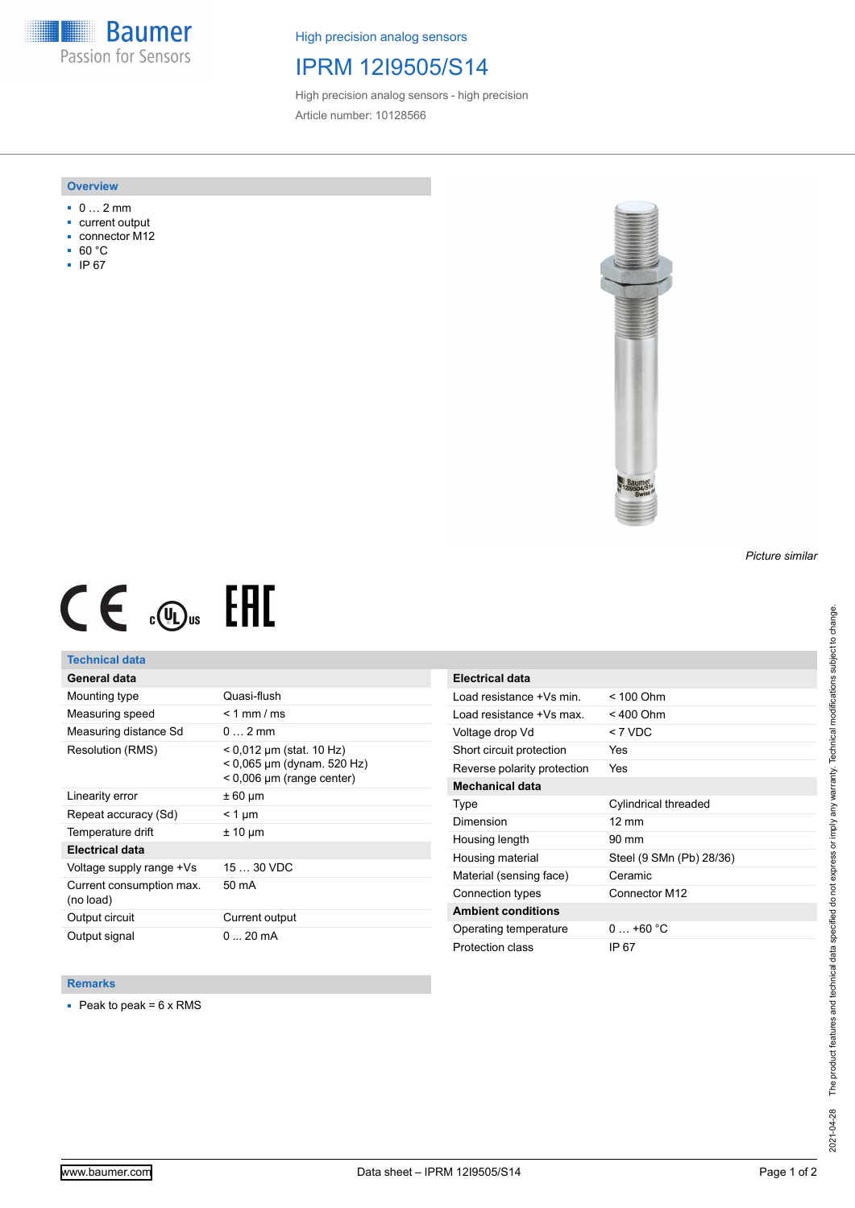Baumer
Passion for Sensors

High precision analog sensors

# IPRM 12I9505/S14

High precision analog sensors - high precision

Article number: 10128566

## Overview

- 0 … 2 mm
- current output
- connector M12
- 60 °C
- IP 67

*Picture similar*

## Technical data

| General data | |
|---|---|
| Mounting type | Quasi-flush |
| Measuring speed | < 1 mm / ms |
| Measuring distance Sd | 0 … 2 mm |
| Resolution (RMS) | < 0,012 µm (stat. 10 Hz)<br>< 0,065 µm (dynam. 520 Hz)<br>< 0,006 µm (range center) |
| Linearity error | ± 60 µm |
| Repeat accuracy (Sd) | < 1 µm |
| Temperature drift | ± 10 µm |
| **Electrical data** | |
| Voltage supply range +Vs | 15 … 30 VDC |
| Current consumption max. (no load) | 50 mA |
| Output circuit | Current output |
| Output signal | 0 ... 20 mA |

| Electrical data | |
|---|---|
| Load resistance +Vs min. | < 100 Ohm |
| Load resistance +Vs max. | < 400 Ohm |
| Voltage drop Vd | < 7 VDC |
| Short circuit protection | Yes |
| Reverse polarity protection | Yes |
| **Mechanical data** | |
| Type | Cylindrical threaded |
| Dimension | 12 mm |
| Housing length | 90 mm |
| Housing material | Steel (9 SMn (Pb) 28/36) |
| Material (sensing face) | Ceramic |
| Connection types | Connector M12 |
| **Ambient conditions** | |
| Operating temperature | 0 … +60 °C |
| Protection class | IP 67 |

## Remarks

- Peak to peak = 6 x RMS

2021-04-28 The product features and technical data specified do not express or imply any warranty. Technical modifications subject to change.

www.baumer.com Data sheet – IPRM 12I9505/S14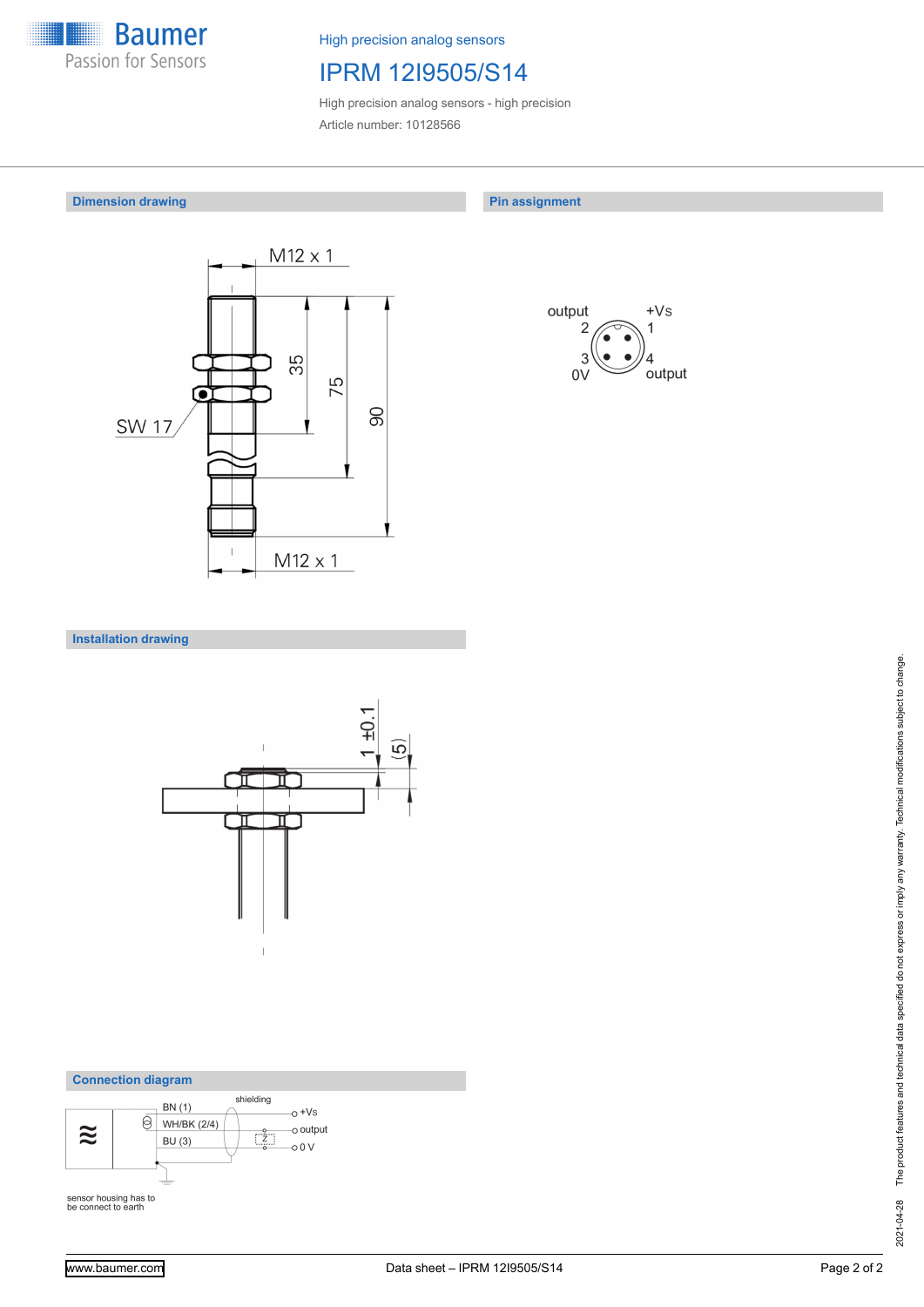High precision analog sensors

# IPRM 12I9505/S14

High precision analog sensors - high precision

Article number: 10128566

## Dimension drawing

M12 x 1

35

75

90

SW 17

M12 x 1

## Pin assignment

output
2

+Vs
1

3
0V

4
output

## Installation drawing

1 ±0.1

(5)

## Connection diagram

shielding

BN (1)

WH/BK (2/4)

BU (3)

+Vs

output

0 V

Z

sensor housing has to be connect to earth

The product features and technical data specified do not express or imply any warranty. Technical modifications subject to change.

2021-04-28

www.baumer.com

Data sheet – IPRM 12I9505/S14